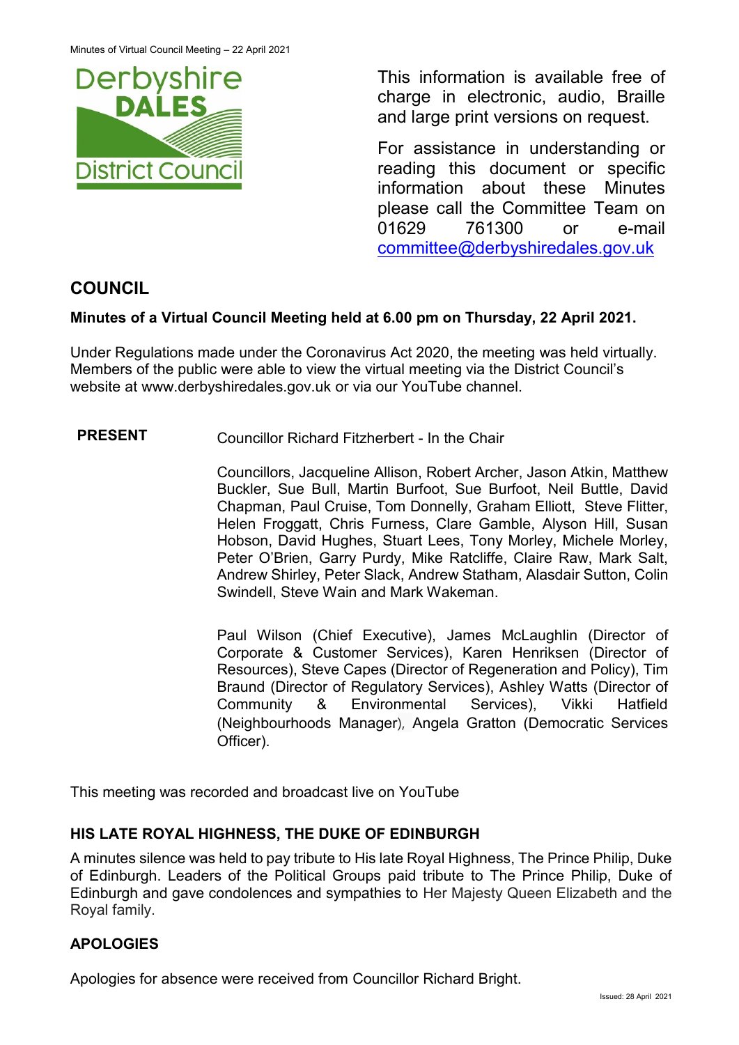This information is available free of charge in electronic, audio, Braille and large print versions on request.

For assistance in understanding or reading this document or specific information about these Minutes please call the Committee Team on 01629 761300 or e-mail committee@derbyshiredales.gov.uk

# COUNCIL

**Minutes of a Virtual Council Meeting held at 6.00 pm on Thursday, 22 April 2021.**

Under Regulations made under the Coronavirus Act 2020, the meeting was held virtually. Members of the public were able to view the virtual meeting via the District Council's website at www.derbyshiredales.gov.uk or via our YouTube channel.

**PRESENT** Councillor Richard Fitzherbert - In the Chair

Councillors, Jacqueline Allison, Robert Archer, Jason Atkin, Matthew Buckler, Sue Bull, Martin Burfoot, Sue Burfoot, Neil Buttle, David Chapman, Paul Cruise, Tom Donnelly, Graham Elliott, Steve Flitter, Helen Froggatt, Chris Furness, Clare Gamble, Alyson Hill, Susan Hobson, David Hughes, Stuart Lees, Tony Morley, Michele Morley, Peter O'Brien, Garry Purdy, Mike Ratcliffe, Claire Raw, Mark Salt, Andrew Shirley, Peter Slack, Andrew Statham, Alasdair Sutton, Colin Swindell, Steve Wain and Mark Wakeman.

Paul Wilson (Chief Executive), James McLaughlin (Director of Corporate & Customer Services), Karen Henriksen (Director of Resources), Steve Capes (Director of Regeneration and Policy), Tim Braund (Director of Regulatory Services), Ashley Watts (Director of Community & Environmental Services), Vikki Hatfield (Neighbourhoods Manager), Angela Gratton (Democratic Services Officer).

This meeting was recorded and broadcast live on YouTube

## HIS LATE ROYAL HIGHNESS, THE DUKE OF EDINBURGH

A minutes silence was held to pay tribute to His late Royal Highness, The Prince Philip, Duke of Edinburgh. Leaders of the Political Groups paid tribute to The Prince Philip, Duke of Edinburgh and gave condolences and sympathies to Her Majesty Queen Elizabeth and the Royal family.

## APOLOGIES

Apologies for absence were received from Councillor Richard Bright.

Issued: 28 April 2021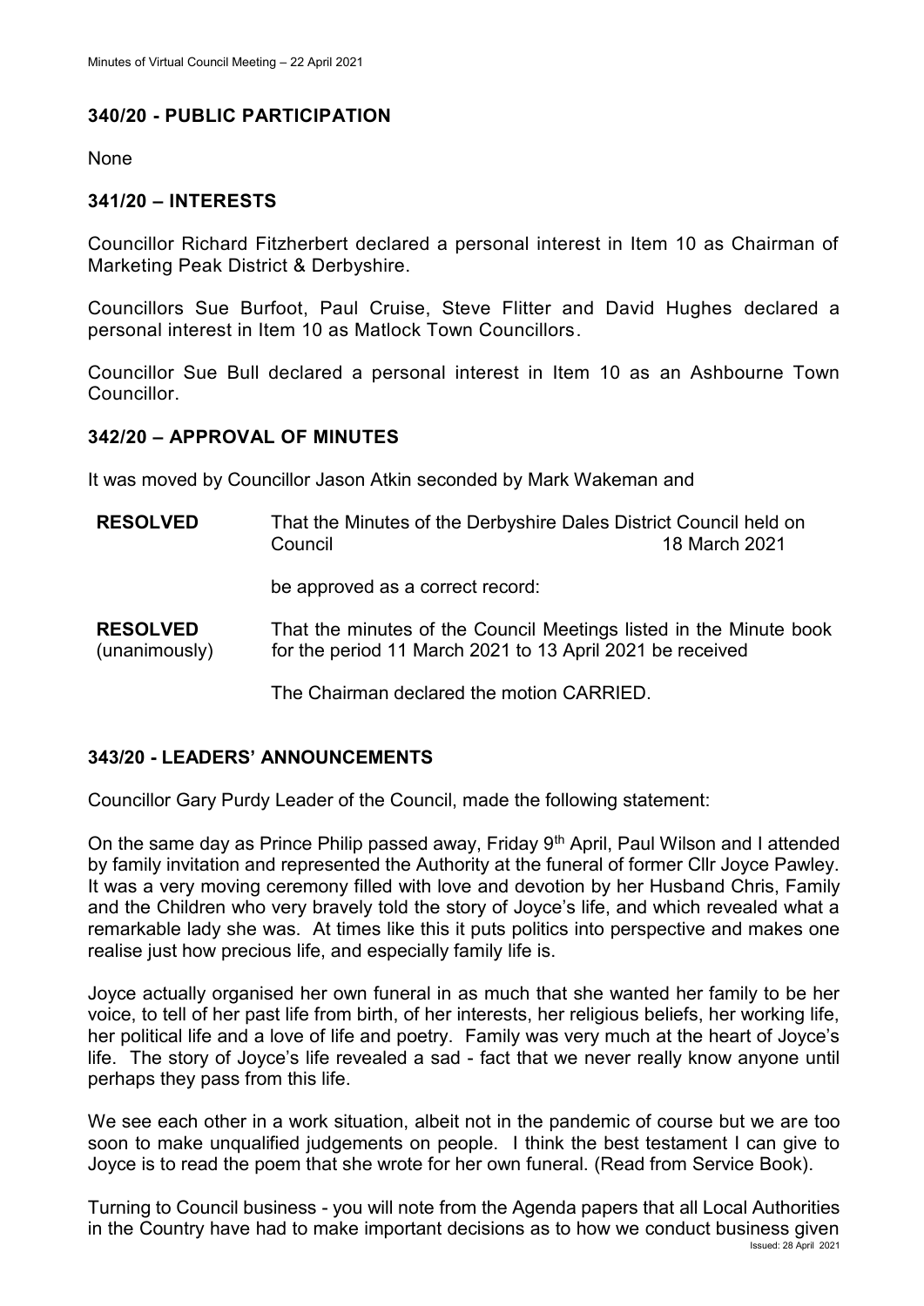## 340/20 - PUBLIC PARTICIPATION

None

## 341/20 – INTERESTS

Councillor Richard Fitzherbert declared a personal interest in Item 10 as Chairman of Marketing Peak District & Derbyshire.

Councillors Sue Burfoot, Paul Cruise, Steve Flitter and David Hughes declared a personal interest in Item 10 as Matlock Town Councillors.

Councillor Sue Bull declared a personal interest in Item 10 as an Ashbourne Town Councillor.

## 342/20 – APPROVAL OF MINUTES

It was moved by Councillor Jason Atkin seconded by Mark Wakeman and

**RESOLVED** That the Minutes of the Derbyshire Dales District Council held on Council 18 March 2021

be approved as a correct record:

**RESOLVED** (unanimously) That the minutes of the Council Meetings listed in the Minute book for the period 11 March 2021 to 13 April 2021 be received

The Chairman declared the motion CARRIED.

## 343/20 - LEADERS' ANNOUNCEMENTS

Councillor Gary Purdy Leader of the Council, made the following statement:

On the same day as Prince Philip passed away, Friday 9th April, Paul Wilson and I attended by family invitation and represented the Authority at the funeral of former Cllr Joyce Pawley. It was a very moving ceremony filled with love and devotion by her Husband Chris, Family and the Children who very bravely told the story of Joyce's life, and which revealed what a remarkable lady she was. At times like this it puts politics into perspective and makes one realise just how precious life, and especially family life is.

Joyce actually organised her own funeral in as much that she wanted her family to be her voice, to tell of her past life from birth, of her interests, her religious beliefs, her working life, her political life and a love of life and poetry. Family was very much at the heart of Joyce's life. The story of Joyce's life revealed a sad - fact that we never really know anyone until perhaps they pass from this life.

We see each other in a work situation, albeit not in the pandemic of course but we are too soon to make unqualified judgements on people. I think the best testament I can give to Joyce is to read the poem that she wrote for her own funeral. (Read from Service Book).

Turning to Council business - you will note from the Agenda papers that all Local Authorities in the Country have had to make important decisions as to how we conduct business given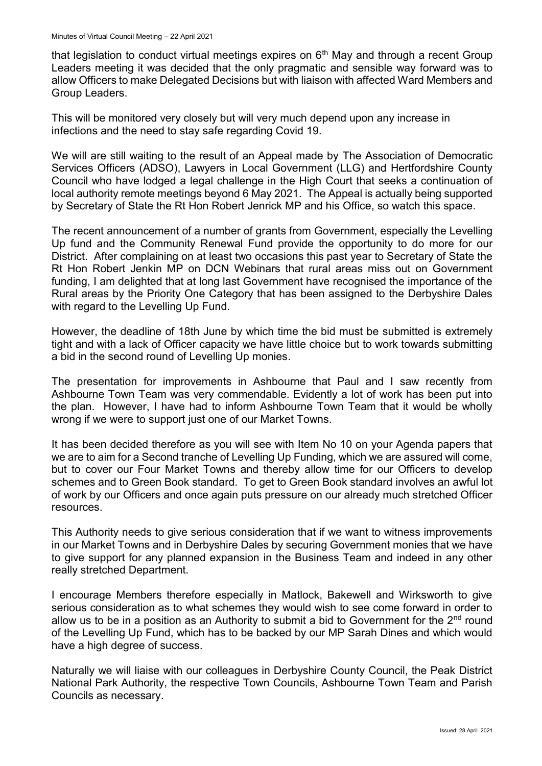that legislation to conduct virtual meetings expires on 6th May and through a recent Group Leaders meeting it was decided that the only pragmatic and sensible way forward was to allow Officers to make Delegated Decisions but with liaison with affected Ward Members and Group Leaders.

This will be monitored very closely but will very much depend upon any increase in infections and the need to stay safe regarding Covid 19.

We will are still waiting to the result of an Appeal made by The Association of Democratic Services Officers (ADSO), Lawyers in Local Government (LLG) and Hertfordshire County Council who have lodged a legal challenge in the High Court that seeks a continuation of local authority remote meetings beyond 6 May 2021. The Appeal is actually being supported by Secretary of State the Rt Hon Robert Jenrick MP and his Office, so watch this space.

The recent announcement of a number of grants from Government, especially the Levelling Up fund and the Community Renewal Fund provide the opportunity to do more for our District. After complaining on at least two occasions this past year to Secretary of State the Rt Hon Robert Jenkin MP on DCN Webinars that rural areas miss out on Government funding, I am delighted that at long last Government have recognised the importance of the Rural areas by the Priority One Category that has been assigned to the Derbyshire Dales with regard to the Levelling Up Fund.

However, the deadline of 18th June by which time the bid must be submitted is extremely tight and with a lack of Officer capacity we have little choice but to work towards submitting a bid in the second round of Levelling Up monies.

The presentation for improvements in Ashbourne that Paul and I saw recently from Ashbourne Town Team was very commendable. Evidently a lot of work has been put into the plan. However, I have had to inform Ashbourne Town Team that it would be wholly wrong if we were to support just one of our Market Towns.

It has been decided therefore as you will see with Item No 10 on your Agenda papers that we are to aim for a Second tranche of Levelling Up Funding, which we are assured will come, but to cover our Four Market Towns and thereby allow time for our Officers to develop schemes and to Green Book standard. To get to Green Book standard involves an awful lot of work by our Officers and once again puts pressure on our already much stretched Officer resources.

This Authority needs to give serious consideration that if we want to witness improvements in our Market Towns and in Derbyshire Dales by securing Government monies that we have to give support for any planned expansion in the Business Team and indeed in any other really stretched Department.

I encourage Members therefore especially in Matlock, Bakewell and Wirksworth to give serious consideration as to what schemes they would wish to see come forward in order to allow us to be in a position as an Authority to submit a bid to Government for the 2nd round of the Levelling Up Fund, which has to be backed by our MP Sarah Dines and which would have a high degree of success.

Naturally we will liaise with our colleagues in Derbyshire County Council, the Peak District National Park Authority, the respective Town Councils, Ashbourne Town Team and Parish Councils as necessary.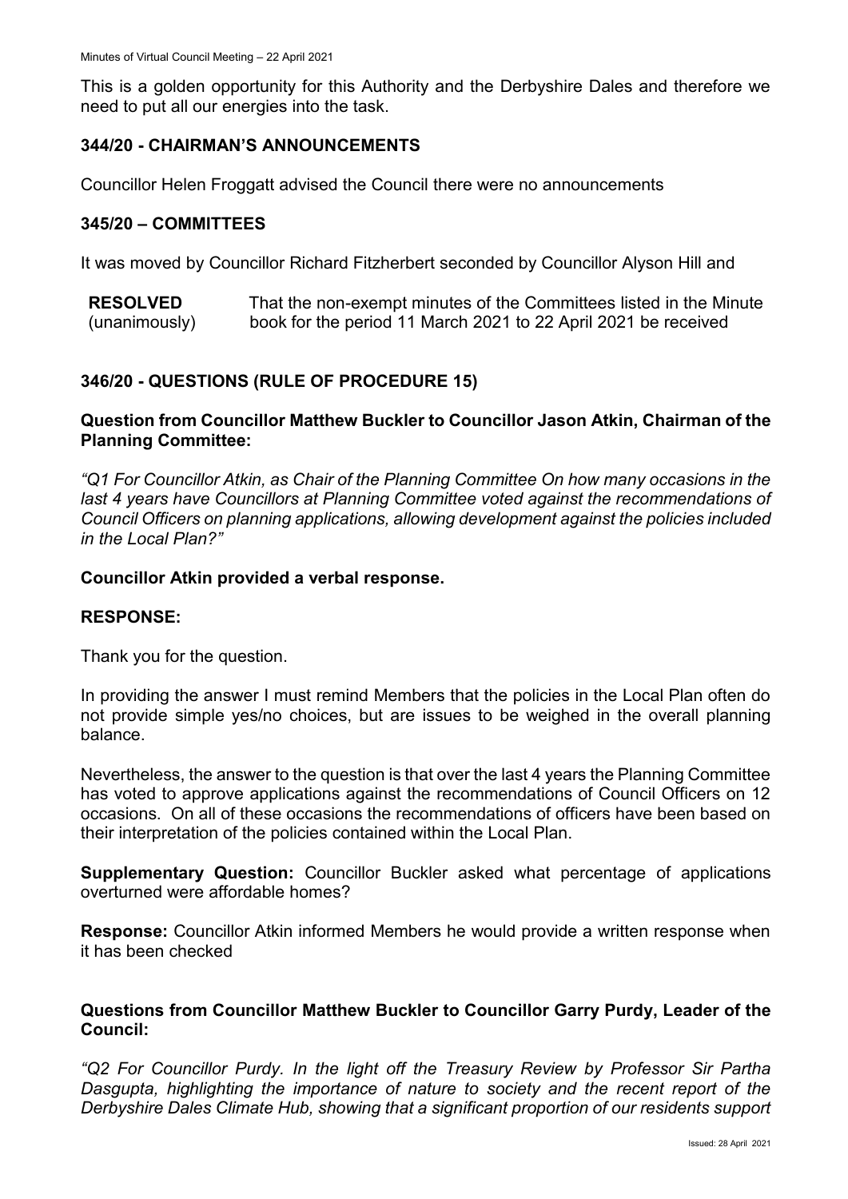This is a golden opportunity for this Authority and the Derbyshire Dales and therefore we need to put all our energies into the task.

## 344/20 - CHAIRMAN'S ANNOUNCEMENTS

Councillor Helen Froggatt advised the Council there were no announcements

## 345/20 – COMMITTEES

It was moved by Councillor Richard Fitzherbert seconded by Councillor Alyson Hill and

| | |
|---|---|
| **RESOLVED** (unanimously) | That the non-exempt minutes of the Committees listed in the Minute book for the period 11 March 2021 to 22 April 2021 be received |

## 346/20 - QUESTIONS (RULE OF PROCEDURE 15)

**Question from Councillor Matthew Buckler to Councillor Jason Atkin, Chairman of the Planning Committee:**

*"Q1 For Councillor Atkin, as Chair of the Planning Committee On how many occasions in the last 4 years have Councillors at Planning Committee voted against the recommendations of Council Officers on planning applications, allowing development against the policies included in the Local Plan?"*

**Councillor Atkin provided a verbal response.**

**RESPONSE:**

Thank you for the question.

In providing the answer I must remind Members that the policies in the Local Plan often do not provide simple yes/no choices, but are issues to be weighed in the overall planning balance.

Nevertheless, the answer to the question is that over the last 4 years the Planning Committee has voted to approve applications against the recommendations of Council Officers on 12 occasions. On all of these occasions the recommendations of officers have been based on their interpretation of the policies contained within the Local Plan.

**Supplementary Question:** Councillor Buckler asked what percentage of applications overturned were affordable homes?

**Response:** Councillor Atkin informed Members he would provide a written response when it has been checked

**Questions from Councillor Matthew Buckler to Councillor Garry Purdy, Leader of the Council:**

*"Q2 For Councillor Purdy. In the light off the Treasury Review by Professor Sir Partha Dasgupta, highlighting the importance of nature to society and the recent report of the Derbyshire Dales Climate Hub, showing that a significant proportion of our residents support*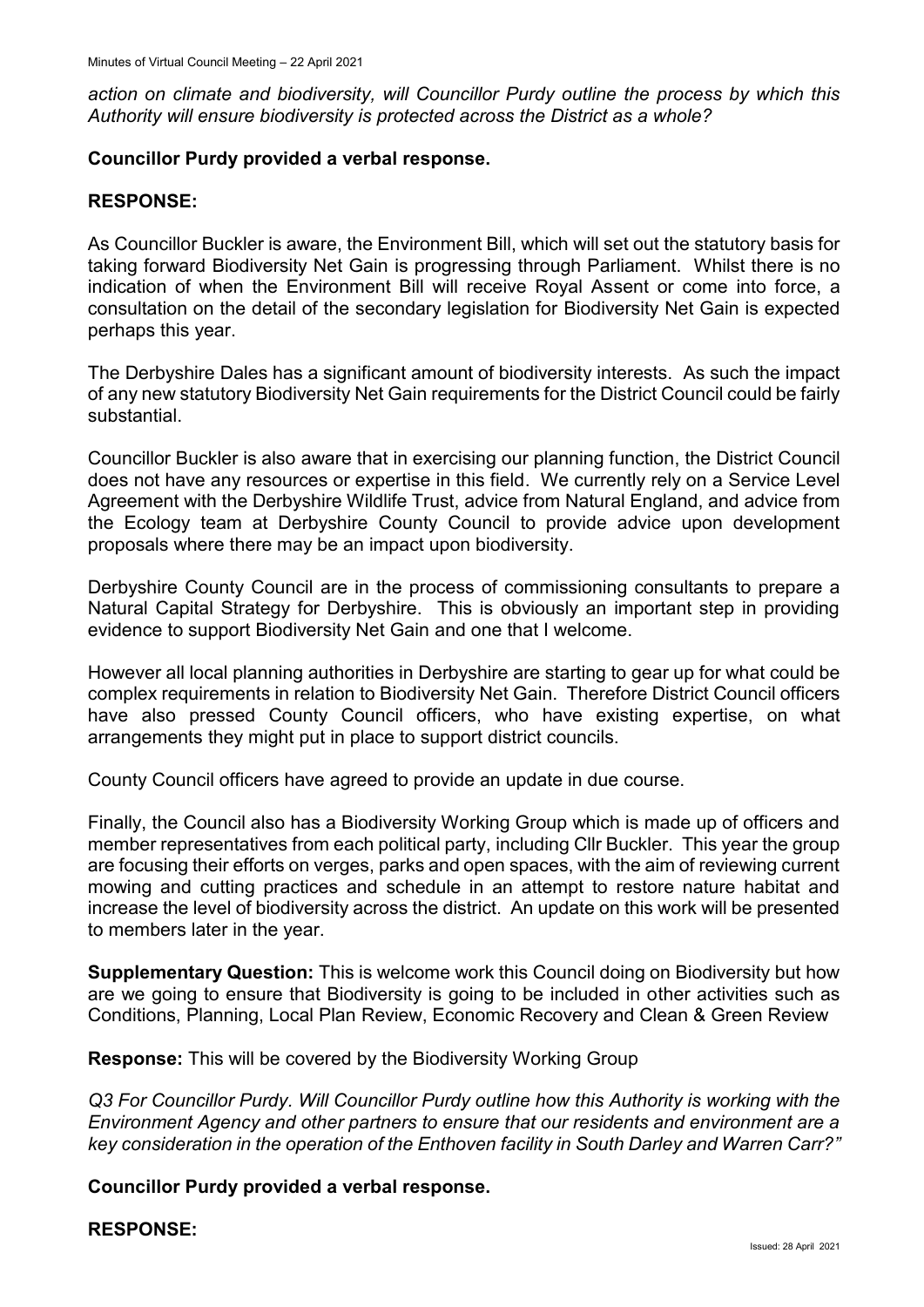*action on climate and biodiversity, will Councillor Purdy outline the process by which this Authority will ensure biodiversity is protected across the District as a whole?*

**Councillor Purdy provided a verbal response.**

**RESPONSE:**

As Councillor Buckler is aware, the Environment Bill, which will set out the statutory basis for taking forward Biodiversity Net Gain is progressing through Parliament. Whilst there is no indication of when the Environment Bill will receive Royal Assent or come into force, a consultation on the detail of the secondary legislation for Biodiversity Net Gain is expected perhaps this year.

The Derbyshire Dales has a significant amount of biodiversity interests. As such the impact of any new statutory Biodiversity Net Gain requirements for the District Council could be fairly substantial.

Councillor Buckler is also aware that in exercising our planning function, the District Council does not have any resources or expertise in this field. We currently rely on a Service Level Agreement with the Derbyshire Wildlife Trust, advice from Natural England, and advice from the Ecology team at Derbyshire County Council to provide advice upon development proposals where there may be an impact upon biodiversity.

Derbyshire County Council are in the process of commissioning consultants to prepare a Natural Capital Strategy for Derbyshire. This is obviously an important step in providing evidence to support Biodiversity Net Gain and one that I welcome.

However all local planning authorities in Derbyshire are starting to gear up for what could be complex requirements in relation to Biodiversity Net Gain. Therefore District Council officers have also pressed County Council officers, who have existing expertise, on what arrangements they might put in place to support district councils.

County Council officers have agreed to provide an update in due course.

Finally, the Council also has a Biodiversity Working Group which is made up of officers and member representatives from each political party, including Cllr Buckler. This year the group are focusing their efforts on verges, parks and open spaces, with the aim of reviewing current mowing and cutting practices and schedule in an attempt to restore nature habitat and increase the level of biodiversity across the district. An update on this work will be presented to members later in the year.

**Supplementary Question:** This is welcome work this Council doing on Biodiversity but how are we going to ensure that Biodiversity is going to be included in other activities such as Conditions, Planning, Local Plan Review, Economic Recovery and Clean & Green Review

**Response:** This will be covered by the Biodiversity Working Group

*Q3 For Councillor Purdy. Will Councillor Purdy outline how this Authority is working with the Environment Agency and other partners to ensure that our residents and environment are a key consideration in the operation of the Enthoven facility in South Darley and Warren Carr?"*

**Councillor Purdy provided a verbal response.**

**RESPONSE:**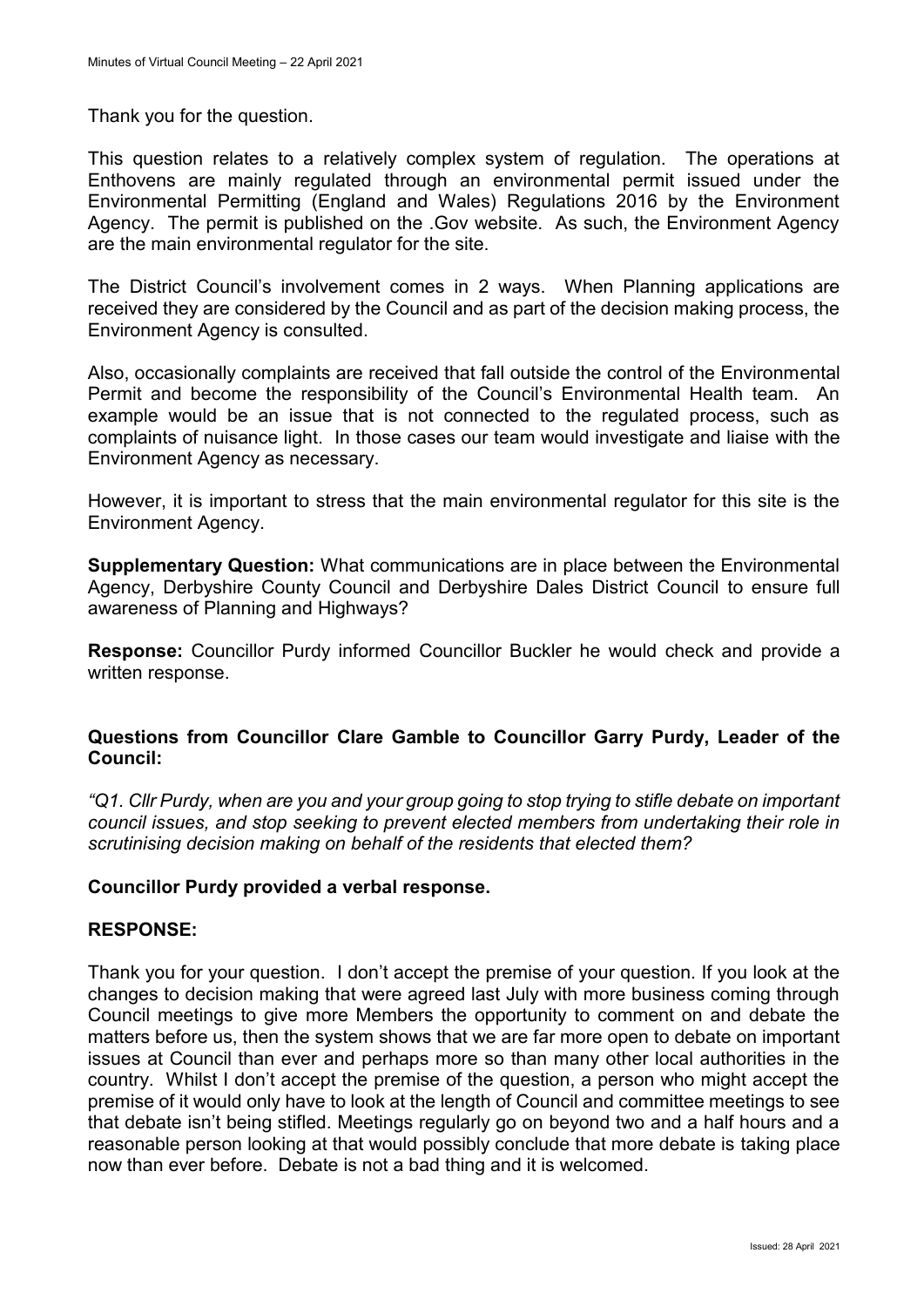Thank you for the question.

This question relates to a relatively complex system of regulation. The operations at Enthovens are mainly regulated through an environmental permit issued under the Environmental Permitting (England and Wales) Regulations 2016 by the Environment Agency. The permit is published on the .Gov website. As such, the Environment Agency are the main environmental regulator for the site.

The District Council's involvement comes in 2 ways. When Planning applications are received they are considered by the Council and as part of the decision making process, the Environment Agency is consulted.

Also, occasionally complaints are received that fall outside the control of the Environmental Permit and become the responsibility of the Council's Environmental Health team. An example would be an issue that is not connected to the regulated process, such as complaints of nuisance light. In those cases our team would investigate and liaise with the Environment Agency as necessary.

However, it is important to stress that the main environmental regulator for this site is the Environment Agency.

**Supplementary Question:** What communications are in place between the Environmental Agency, Derbyshire County Council and Derbyshire Dales District Council to ensure full awareness of Planning and Highways?

**Response:** Councillor Purdy informed Councillor Buckler he would check and provide a written response.

**Questions from Councillor Clare Gamble to Councillor Garry Purdy, Leader of the Council:**

*"Q1. Cllr Purdy, when are you and your group going to stop trying to stifle debate on important council issues, and stop seeking to prevent elected members from undertaking their role in scrutinising decision making on behalf of the residents that elected them?*

**Councillor Purdy provided a verbal response.**

**RESPONSE:**

Thank you for your question. I don't accept the premise of your question. If you look at the changes to decision making that were agreed last July with more business coming through Council meetings to give more Members the opportunity to comment on and debate the matters before us, then the system shows that we are far more open to debate on important issues at Council than ever and perhaps more so than many other local authorities in the country. Whilst I don't accept the premise of the question, a person who might accept the premise of it would only have to look at the length of Council and committee meetings to see that debate isn't being stifled. Meetings regularly go on beyond two and a half hours and a reasonable person looking at that would possibly conclude that more debate is taking place now than ever before. Debate is not a bad thing and it is welcomed.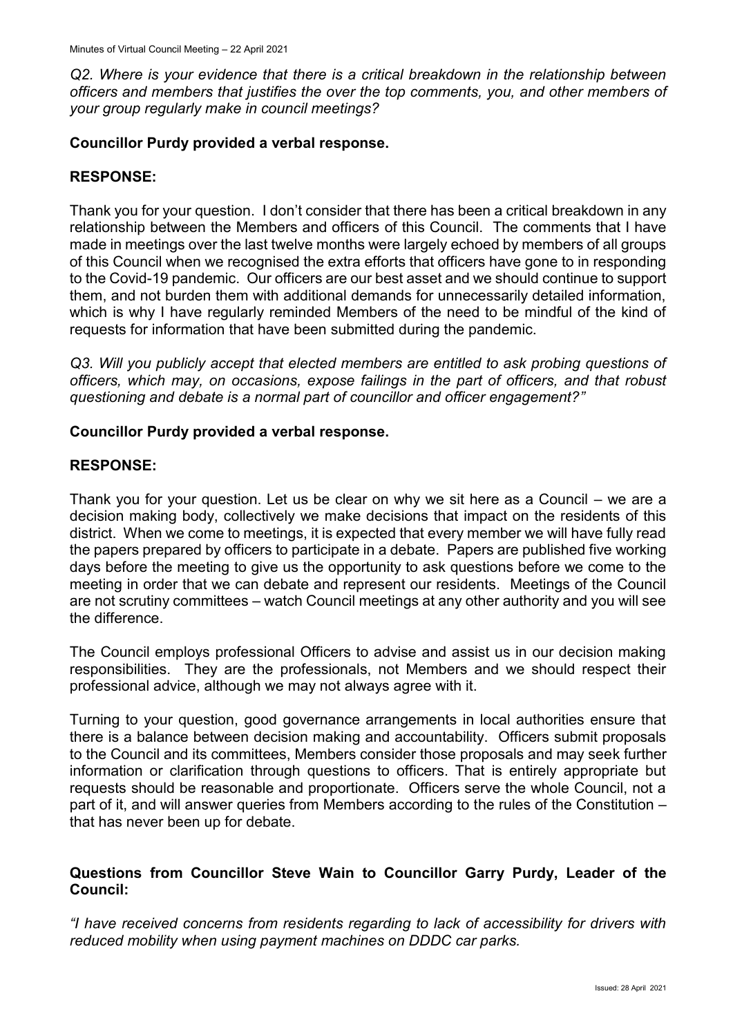*Q2. Where is your evidence that there is a critical breakdown in the relationship between officers and members that justifies the over the top comments, you, and other members of your group regularly make in council meetings?*

**Councillor Purdy provided a verbal response.**

**RESPONSE:**

Thank you for your question. I don't consider that there has been a critical breakdown in any relationship between the Members and officers of this Council. The comments that I have made in meetings over the last twelve months were largely echoed by members of all groups of this Council when we recognised the extra efforts that officers have gone to in responding to the Covid-19 pandemic. Our officers are our best asset and we should continue to support them, and not burden them with additional demands for unnecessarily detailed information, which is why I have regularly reminded Members of the need to be mindful of the kind of requests for information that have been submitted during the pandemic.

*Q3. Will you publicly accept that elected members are entitled to ask probing questions of officers, which may, on occasions, expose failings in the part of officers, and that robust questioning and debate is a normal part of councillor and officer engagement?"*

**Councillor Purdy provided a verbal response.**

**RESPONSE:**

Thank you for your question. Let us be clear on why we sit here as a Council – we are a decision making body, collectively we make decisions that impact on the residents of this district. When we come to meetings, it is expected that every member we will have fully read the papers prepared by officers to participate in a debate. Papers are published five working days before the meeting to give us the opportunity to ask questions before we come to the meeting in order that we can debate and represent our residents. Meetings of the Council are not scrutiny committees – watch Council meetings at any other authority and you will see the difference.

The Council employs professional Officers to advise and assist us in our decision making responsibilities. They are the professionals, not Members and we should respect their professional advice, although we may not always agree with it.

Turning to your question, good governance arrangements in local authorities ensure that there is a balance between decision making and accountability. Officers submit proposals to the Council and its committees, Members consider those proposals and may seek further information or clarification through questions to officers. That is entirely appropriate but requests should be reasonable and proportionate. Officers serve the whole Council, not a part of it, and will answer queries from Members according to the rules of the Constitution – that has never been up for debate.

**Questions from Councillor Steve Wain to Councillor Garry Purdy, Leader of the Council:**

*"I have received concerns from residents regarding to lack of accessibility for drivers with reduced mobility when using payment machines on DDDC car parks.*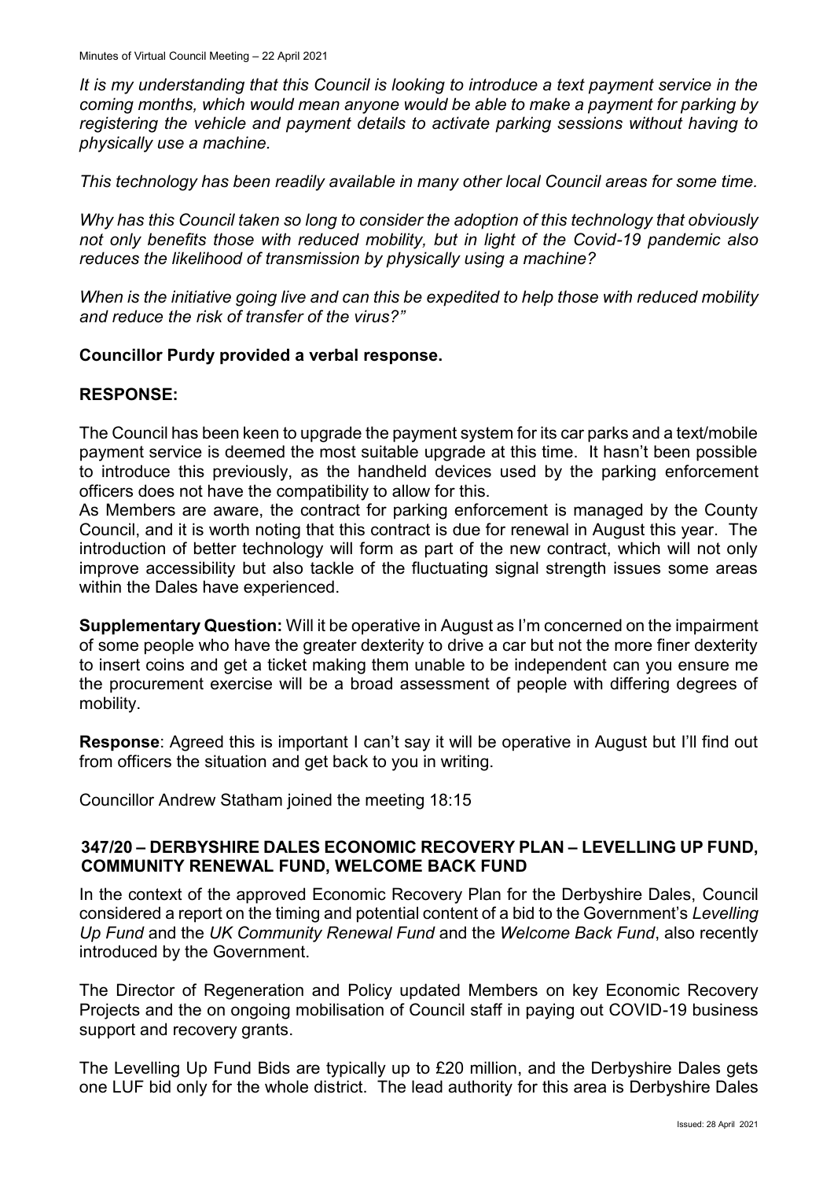*It is my understanding that this Council is looking to introduce a text payment service in the coming months, which would mean anyone would be able to make a payment for parking by registering the vehicle and payment details to activate parking sessions without having to physically use a machine.*

*This technology has been readily available in many other local Council areas for some time.*

*Why has this Council taken so long to consider the adoption of this technology that obviously not only benefits those with reduced mobility, but in light of the Covid-19 pandemic also reduces the likelihood of transmission by physically using a machine?*

*When is the initiative going live and can this be expedited to help those with reduced mobility and reduce the risk of transfer of the virus?"*

**Councillor Purdy provided a verbal response.**

**RESPONSE:**

The Council has been keen to upgrade the payment system for its car parks and a text/mobile payment service is deemed the most suitable upgrade at this time. It hasn't been possible to introduce this previously, as the handheld devices used by the parking enforcement officers does not have the compatibility to allow for this.
As Members are aware, the contract for parking enforcement is managed by the County Council, and it is worth noting that this contract is due for renewal in August this year. The introduction of better technology will form as part of the new contract, which will not only improve accessibility but also tackle of the fluctuating signal strength issues some areas within the Dales have experienced.

**Supplementary Question:** Will it be operative in August as I'm concerned on the impairment of some people who have the greater dexterity to drive a car but not the more finer dexterity to insert coins and get a ticket making them unable to be independent can you ensure me the procurement exercise will be a broad assessment of people with differing degrees of mobility.

**Response**: Agreed this is important I can't say it will be operative in August but I'll find out from officers the situation and get back to you in writing.

Councillor Andrew Statham joined the meeting 18:15

## 347/20 – DERBYSHIRE DALES ECONOMIC RECOVERY PLAN – LEVELLING UP FUND, COMMUNITY RENEWAL FUND, WELCOME BACK FUND

In the context of the approved Economic Recovery Plan for the Derbyshire Dales, Council considered a report on the timing and potential content of a bid to the Government's *Levelling Up Fund* and the *UK Community Renewal Fund* and the *Welcome Back Fund*, also recently introduced by the Government.

The Director of Regeneration and Policy updated Members on key Economic Recovery Projects and the on ongoing mobilisation of Council staff in paying out COVID-19 business support and recovery grants.

The Levelling Up Fund Bids are typically up to £20 million, and the Derbyshire Dales gets one LUF bid only for the whole district. The lead authority for this area is Derbyshire Dales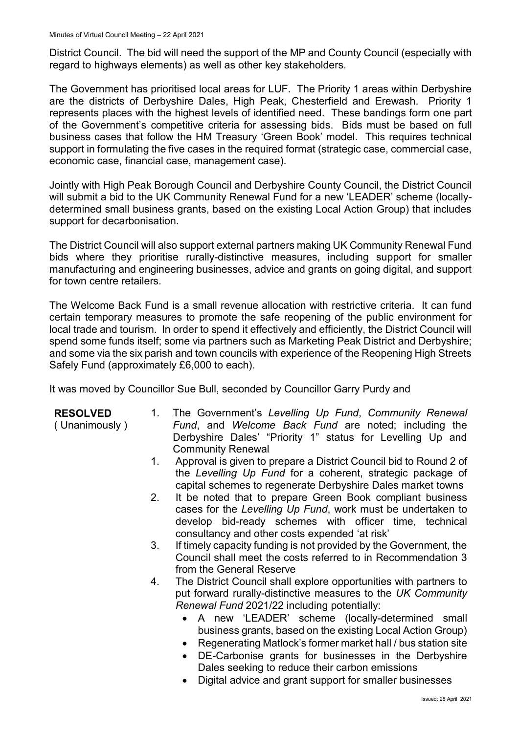District Council. The bid will need the support of the MP and County Council (especially with regard to highways elements) as well as other key stakeholders.

The Government has prioritised local areas for LUF. The Priority 1 areas within Derbyshire are the districts of Derbyshire Dales, High Peak, Chesterfield and Erewash. Priority 1 represents places with the highest levels of identified need. These bandings form one part of the Government's competitive criteria for assessing bids. Bids must be based on full business cases that follow the HM Treasury 'Green Book' model. This requires technical support in formulating the five cases in the required format (strategic case, commercial case, economic case, financial case, management case).

Jointly with High Peak Borough Council and Derbyshire County Council, the District Council will submit a bid to the UK Community Renewal Fund for a new 'LEADER' scheme (locally-determined small business grants, based on the existing Local Action Group) that includes support for decarbonisation.

The District Council will also support external partners making UK Community Renewal Fund bids where they prioritise rurally-distinctive measures, including support for smaller manufacturing and engineering businesses, advice and grants on going digital, and support for town centre retailers.

The Welcome Back Fund is a small revenue allocation with restrictive criteria. It can fund certain temporary measures to promote the safe reopening of the public environment for local trade and tourism. In order to spend it effectively and efficiently, the District Council will spend some funds itself; some via partners such as Marketing Peak District and Derbyshire; and some via the six parish and town councils with experience of the Reopening High Streets Safely Fund (approximately £6,000 to each).

It was moved by Councillor Sue Bull, seconded by Councillor Garry Purdy and

**RESOLVED**
( Unanimously )

1. The Government's *Levelling Up Fund*, *Community Renewal Fund*, and *Welcome Back Fund* are noted; including the Derbyshire Dales' "Priority 1" status for Levelling Up and Community Renewal
1. Approval is given to prepare a District Council bid to Round 2 of the *Levelling Up Fund* for a coherent, strategic package of capital schemes to regenerate Derbyshire Dales market towns
2. It be noted that to prepare Green Book compliant business cases for the *Levelling Up Fund*, work must be undertaken to develop bid-ready schemes with officer time, technical consultancy and other costs expended 'at risk'
3. If timely capacity funding is not provided by the Government, the Council shall meet the costs referred to in Recommendation 3 from the General Reserve
4. The District Council shall explore opportunities with partners to put forward rurally-distinctive measures to the *UK Community Renewal Fund* 2021/22 including potentially:
   - A new 'LEADER' scheme (locally-determined small business grants, based on the existing Local Action Group)
   - Regenerating Matlock's former market hall / bus station site
   - DE-Carbonise grants for businesses in the Derbyshire Dales seeking to reduce their carbon emissions
   - Digital advice and grant support for smaller businesses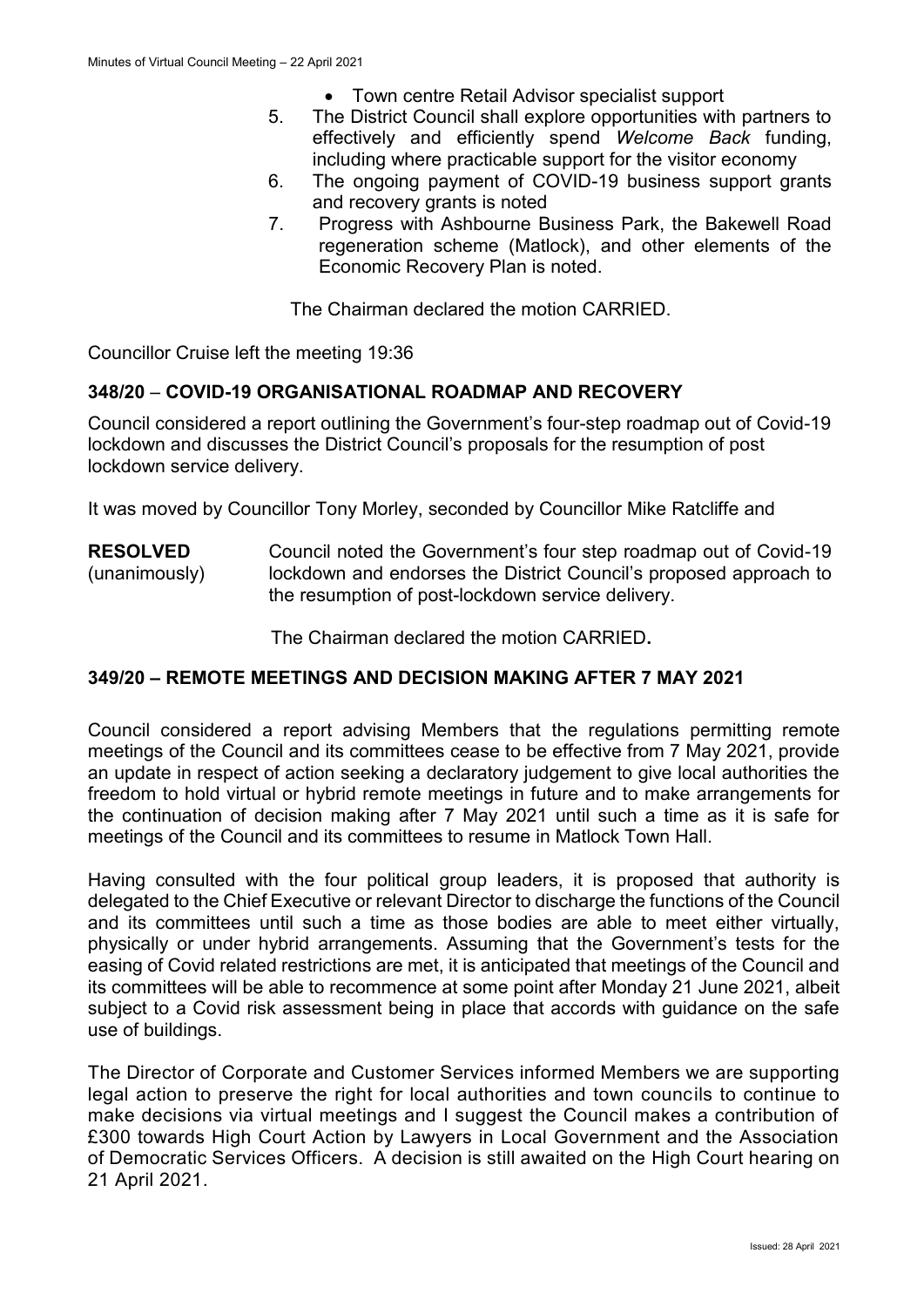- Town centre Retail Advisor specialist support

5. The District Council shall explore opportunities with partners to effectively and efficiently spend *Welcome Back* funding, including where practicable support for the visitor economy
6. The ongoing payment of COVID-19 business support grants and recovery grants is noted
7. Progress with Ashbourne Business Park, the Bakewell Road regeneration scheme (Matlock), and other elements of the Economic Recovery Plan is noted.

The Chairman declared the motion CARRIED.

Councillor Cruise left the meeting 19:36

## 348/20 – COVID-19 ORGANISATIONAL ROADMAP AND RECOVERY

Council considered a report outlining the Government's four-step roadmap out of Covid-19 lockdown and discusses the District Council's proposals for the resumption of post lockdown service delivery.

It was moved by Councillor Tony Morley, seconded by Councillor Mike Ratcliffe and

**RESOLVED** (unanimously) Council noted the Government's four step roadmap out of Covid-19 lockdown and endorses the District Council's proposed approach to the resumption of post-lockdown service delivery.

The Chairman declared the motion CARRIED**.**

## 349/20 – REMOTE MEETINGS AND DECISION MAKING AFTER 7 MAY 2021

Council considered a report advising Members that the regulations permitting remote meetings of the Council and its committees cease to be effective from 7 May 2021, provide an update in respect of action seeking a declaratory judgement to give local authorities the freedom to hold virtual or hybrid remote meetings in future and to make arrangements for the continuation of decision making after 7 May 2021 until such a time as it is safe for meetings of the Council and its committees to resume in Matlock Town Hall.

Having consulted with the four political group leaders, it is proposed that authority is delegated to the Chief Executive or relevant Director to discharge the functions of the Council and its committees until such a time as those bodies are able to meet either virtually, physically or under hybrid arrangements. Assuming that the Government's tests for the easing of Covid related restrictions are met, it is anticipated that meetings of the Council and its committees will be able to recommence at some point after Monday 21 June 2021, albeit subject to a Covid risk assessment being in place that accords with guidance on the safe use of buildings.

The Director of Corporate and Customer Services informed Members we are supporting legal action to preserve the right for local authorities and town councils to continue to make decisions via virtual meetings and I suggest the Council makes a contribution of £300 towards High Court Action by Lawyers in Local Government and the Association of Democratic Services Officers. A decision is still awaited on the High Court hearing on 21 April 2021.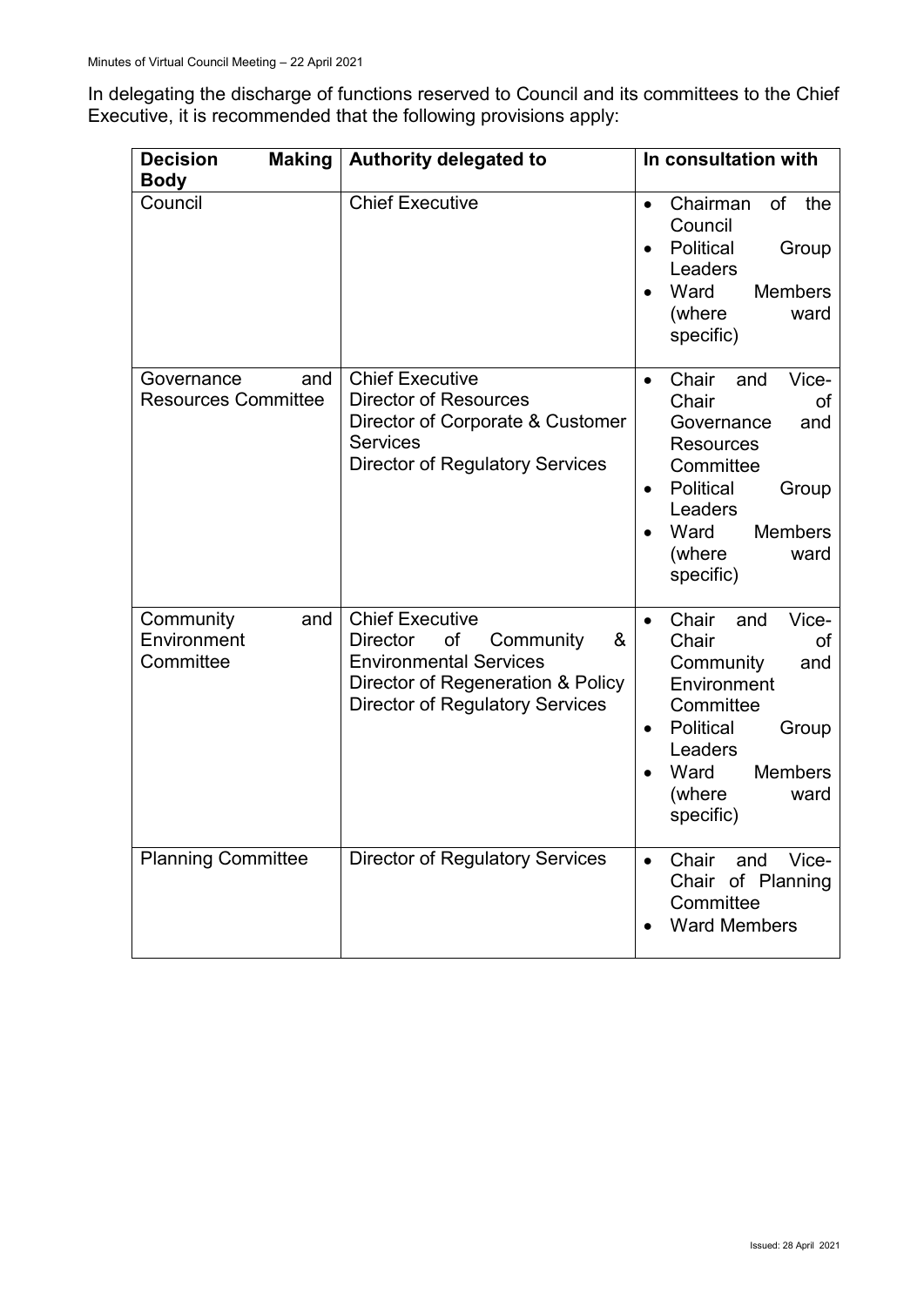In delegating the discharge of functions reserved to Council and its committees to the Chief Executive, it is recommended that the following provisions apply:

| Decision Making Body | Authority delegated to | In consultation with |
|---|---|---|
| Council | Chief Executive | • Chairman of the Council<br>• Political Group Leaders<br>• Ward Members (where ward specific) |
| Governance and Resources Committee | Chief Executive<br>Director of Resources<br>Director of Corporate & Customer Services<br>Director of Regulatory Services | • Chair and Vice-Chair of Governance and Resources Committee<br>• Political Group Leaders<br>• Ward Members (where ward specific) |
| Community and Environment Committee | Chief Executive<br>Director of Community & Environmental Services<br>Director of Regeneration & Policy<br>Director of Regulatory Services | • Chair and Vice-Chair of Community and Environment Committee<br>• Political Group Leaders<br>• Ward Members (where ward specific) |
| Planning Committee | Director of Regulatory Services | • Chair and Vice-Chair of Planning Committee<br>• Ward Members |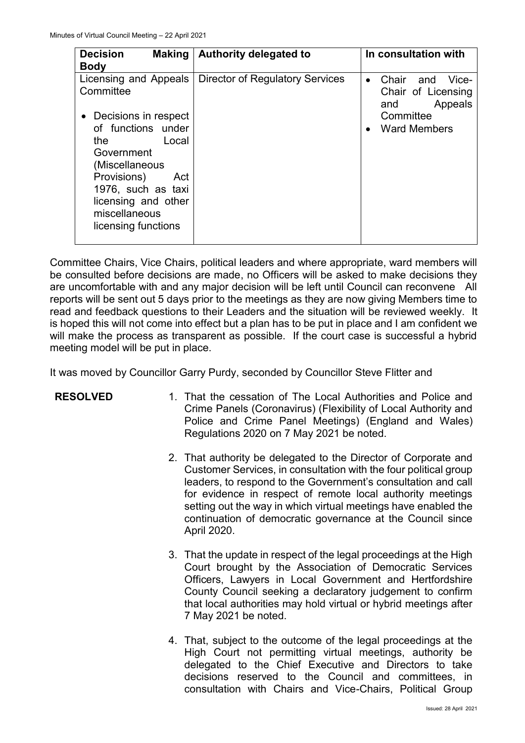| Decision Making Body | Authority delegated to | In consultation with |
| --- | --- | --- |
| Licensing and Appeals Committee<br><br>• Decisions in respect of functions under the Local Government (Miscellaneous Provisions) Act 1976, such as taxi licensing and other miscellaneous licensing functions | Director of Regulatory Services | • Chair and Vice-Chair of Licensing and Appeals Committee<br>• Ward Members |

Committee Chairs, Vice Chairs, political leaders and where appropriate, ward members will be consulted before decisions are made, no Officers will be asked to make decisions they are uncomfortable with and any major decision will be left until Council can reconvene All reports will be sent out 5 days prior to the meetings as they are now giving Members time to read and feedback questions to their Leaders and the situation will be reviewed weekly. It is hoped this will not come into effect but a plan has to be put in place and I am confident we will make the process as transparent as possible. If the court case is successful a hybrid meeting model will be put in place.

It was moved by Councillor Garry Purdy, seconded by Councillor Steve Flitter and

**RESOLVED**

1. That the cessation of The Local Authorities and Police and Crime Panels (Coronavirus) (Flexibility of Local Authority and Police and Crime Panel Meetings) (England and Wales) Regulations 2020 on 7 May 2021 be noted.

2. That authority be delegated to the Director of Corporate and Customer Services, in consultation with the four political group leaders, to respond to the Government's consultation and call for evidence in respect of remote local authority meetings setting out the way in which virtual meetings have enabled the continuation of democratic governance at the Council since April 2020.

3. That the update in respect of the legal proceedings at the High Court brought by the Association of Democratic Services Officers, Lawyers in Local Government and Hertfordshire County Council seeking a declaratory judgement to confirm that local authorities may hold virtual or hybrid meetings after 7 May 2021 be noted.

4. That, subject to the outcome of the legal proceedings at the High Court not permitting virtual meetings, authority be delegated to the Chief Executive and Directors to take decisions reserved to the Council and committees, in consultation with Chairs and Vice-Chairs, Political Group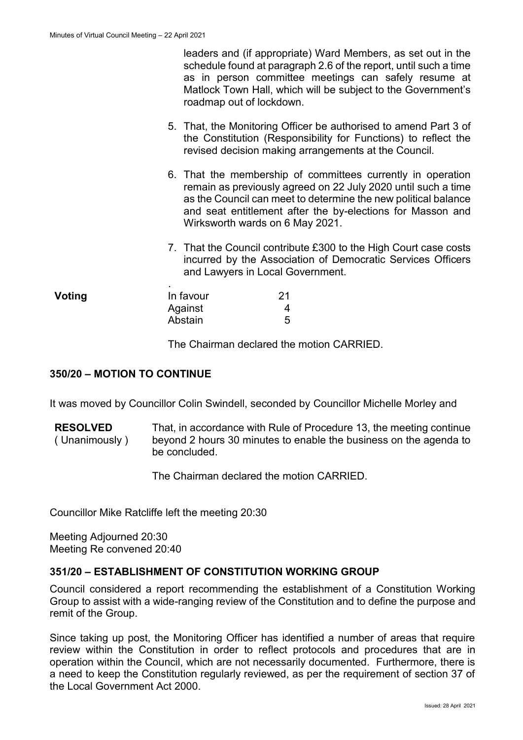leaders and (if appropriate) Ward Members, as set out in the schedule found at paragraph 2.6 of the report, until such a time as in person committee meetings can safely resume at Matlock Town Hall, which will be subject to the Government's roadmap out of lockdown.

5. That, the Monitoring Officer be authorised to amend Part 3 of the Constitution (Responsibility for Functions) to reflect the revised decision making arrangements at the Council.

6. That the membership of committees currently in operation remain as previously agreed on 22 July 2020 until such a time as the Council can meet to determine the new political balance and seat entitlement after the by-elections for Masson and Wirksworth wards on 6 May 2021.

7. That the Council contribute £300 to the High Court case costs incurred by the Association of Democratic Services Officers and Lawyers in Local Government.

**Voting**

| | |
|---|---|
| In favour | 21 |
| Against | 4 |
| Abstain | 5 |

The Chairman declared the motion CARRIED.

## 350/20 – MOTION TO CONTINUE

It was moved by Councillor Colin Swindell, seconded by Councillor Michelle Morley and

**RESOLVED** ( Unanimously ) That, in accordance with Rule of Procedure 13, the meeting continue beyond 2 hours 30 minutes to enable the business on the agenda to be concluded.

The Chairman declared the motion CARRIED.

Councillor Mike Ratcliffe left the meeting 20:30

Meeting Adjourned 20:30
Meeting Re convened 20:40

## 351/20 – ESTABLISHMENT OF CONSTITUTION WORKING GROUP

Council considered a report recommending the establishment of a Constitution Working Group to assist with a wide-ranging review of the Constitution and to define the purpose and remit of the Group.

Since taking up post, the Monitoring Officer has identified a number of areas that require review within the Constitution in order to reflect protocols and procedures that are in operation within the Council, which are not necessarily documented. Furthermore, there is a need to keep the Constitution regularly reviewed, as per the requirement of section 37 of the Local Government Act 2000.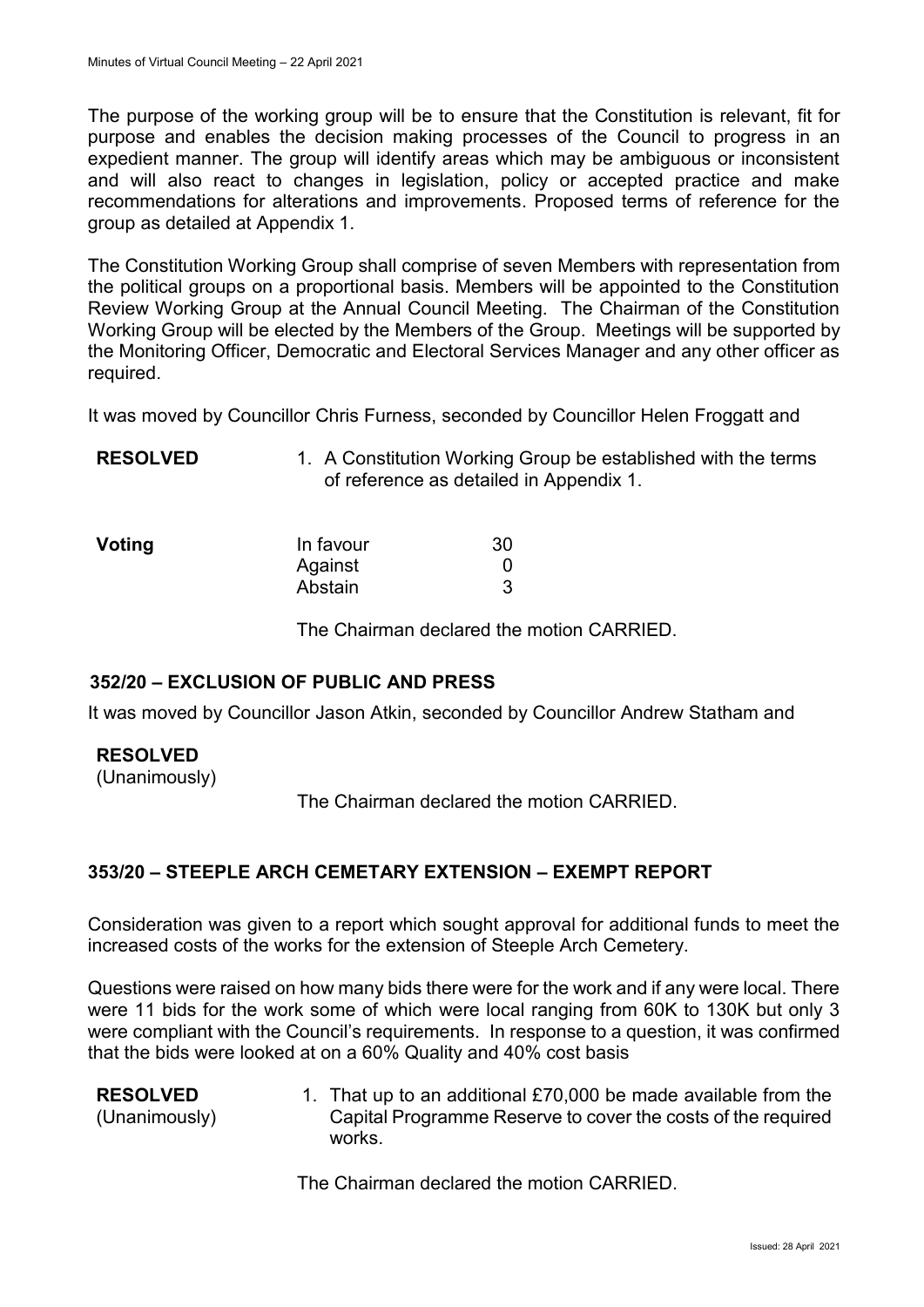The purpose of the working group will be to ensure that the Constitution is relevant, fit for purpose and enables the decision making processes of the Council to progress in an expedient manner. The group will identify areas which may be ambiguous or inconsistent and will also react to changes in legislation, policy or accepted practice and make recommendations for alterations and improvements. Proposed terms of reference for the group as detailed at Appendix 1.

The Constitution Working Group shall comprise of seven Members with representation from the political groups on a proportional basis. Members will be appointed to the Constitution Review Working Group at the Annual Council Meeting. The Chairman of the Constitution Working Group will be elected by the Members of the Group. Meetings will be supported by the Monitoring Officer, Democratic and Electoral Services Manager and any other officer as required.

It was moved by Councillor Chris Furness, seconded by Councillor Helen Froggatt and

**RESOLVED**

1. A Constitution Working Group be established with the terms of reference as detailed in Appendix 1.

**Voting**

| | |
|---|---|
| In favour | 30 |
| Against | 0 |
| Abstain | 3 |

The Chairman declared the motion CARRIED.

## 352/20 – EXCLUSION OF PUBLIC AND PRESS

It was moved by Councillor Jason Atkin, seconded by Councillor Andrew Statham and

**RESOLVED**
(Unanimously)

The Chairman declared the motion CARRIED.

## 353/20 – STEEPLE ARCH CEMETARY EXTENSION – EXEMPT REPORT

Consideration was given to a report which sought approval for additional funds to meet the increased costs of the works for the extension of Steeple Arch Cemetery.

Questions were raised on how many bids there were for the work and if any were local. There were 11 bids for the work some of which were local ranging from 60K to 130K but only 3 were compliant with the Council's requirements. In response to a question, it was confirmed that the bids were looked at on a 60% Quality and 40% cost basis

**RESOLVED**
(Unanimously)

1. That up to an additional £70,000 be made available from the Capital Programme Reserve to cover the costs of the required works.

The Chairman declared the motion CARRIED.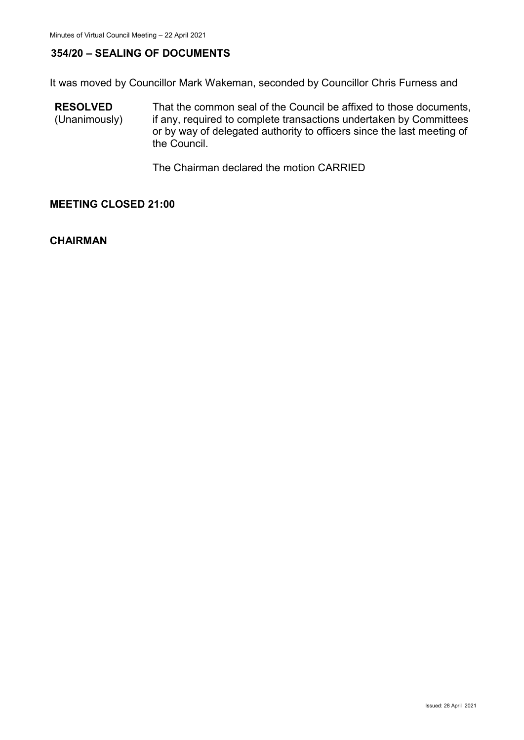## 354/20 – SEALING OF DOCUMENTS

It was moved by Councillor Mark Wakeman, seconded by Councillor Chris Furness and

**RESOLVED** (Unanimously) That the common seal of the Council be affixed to those documents, if any, required to complete transactions undertaken by Committees or by way of delegated authority to officers since the last meeting of the Council.

The Chairman declared the motion CARRIED

**MEETING CLOSED 21:00**

**CHAIRMAN**

Issued: 28 April 2021